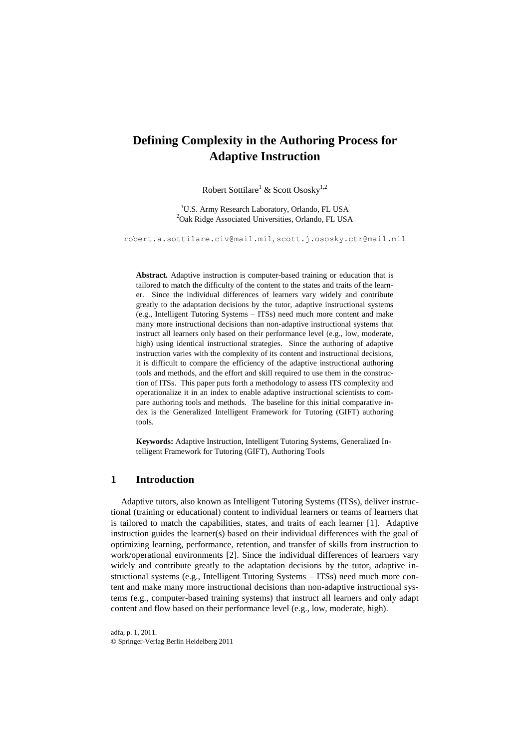# Defining Complexity in the Authoring Process for Adaptive Instruction

Robert Sottilare[1] & Scott Ososky[1,2]

[1]U.S. Army Research Laboratory, Orlando, FL USA
[2]Oak Ridge Associated Universities, Orlando, FL USA

robert.a.sottilare.civ@mail.mil, scott.j.ososky.ctr@mail.mil

**Abstract.** Adaptive instruction is computer-based training or education that is tailored to match the difficulty of the content to the states and traits of the learner. Since the individual differences of learners vary widely and contribute greatly to the adaptation decisions by the tutor, adaptive instructional systems (e.g., Intelligent Tutoring Systems – ITSs) need much more content and make many more instructional decisions than non-adaptive instructional systems that instruct all learners only based on their performance level (e.g., low, moderate, high) using identical instructional strategies. Since the authoring of adaptive instruction varies with the complexity of its content and instructional decisions, it is difficult to compare the efficiency of the adaptive instructional authoring tools and methods, and the effort and skill required to use them in the construction of ITSs. This paper puts forth a methodology to assess ITS complexity and operationalize it in an index to enable adaptive instructional scientists to compare authoring tools and methods. The baseline for this initial comparative index is the Generalized Intelligent Framework for Tutoring (GIFT) authoring tools.

**Keywords:** Adaptive Instruction, Intelligent Tutoring Systems, Generalized Intelligent Framework for Tutoring (GIFT), Authoring Tools

## 1 Introduction

Adaptive tutors, also known as Intelligent Tutoring Systems (ITSs), deliver instructional (training or educational) content to individual learners or teams of learners that is tailored to match the capabilities, states, and traits of each learner [1]. Adaptive instruction guides the learner(s) based on their individual differences with the goal of optimizing learning, performance, retention, and transfer of skills from instruction to work/operational environments [2]. Since the individual differences of learners vary widely and contribute greatly to the adaptation decisions by the tutor, adaptive instructional systems (e.g., Intelligent Tutoring Systems – ITSs) need much more content and make many more instructional decisions than non-adaptive instructional systems (e.g., computer-based training systems) that instruct all learners and only adapt content and flow based on their performance level (e.g., low, moderate, high).

adfa, p. 1, 2011.
© Springer-Verlag Berlin Heidelberg 2011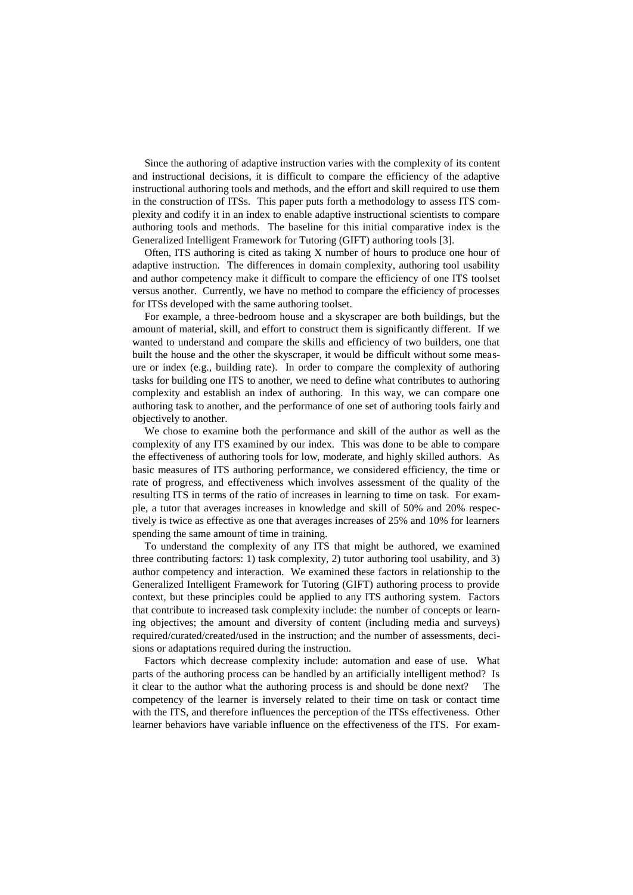Since the authoring of adaptive instruction varies with the complexity of its content and instructional decisions, it is difficult to compare the efficiency of the adaptive instructional authoring tools and methods, and the effort and skill required to use them in the construction of ITSs. This paper puts forth a methodology to assess ITS complexity and codify it in an index to enable adaptive instructional scientists to compare authoring tools and methods. The baseline for this initial comparative index is the Generalized Intelligent Framework for Tutoring (GIFT) authoring tools [3].

Often, ITS authoring is cited as taking X number of hours to produce one hour of adaptive instruction. The differences in domain complexity, authoring tool usability and author competency make it difficult to compare the efficiency of one ITS toolset versus another. Currently, we have no method to compare the efficiency of processes for ITSs developed with the same authoring toolset.

For example, a three-bedroom house and a skyscraper are both buildings, but the amount of material, skill, and effort to construct them is significantly different. If we wanted to understand and compare the skills and efficiency of two builders, one that built the house and the other the skyscraper, it would be difficult without some measure or index (e.g., building rate). In order to compare the complexity of authoring tasks for building one ITS to another, we need to define what contributes to authoring complexity and establish an index of authoring. In this way, we can compare one authoring task to another, and the performance of one set of authoring tools fairly and objectively to another.

We chose to examine both the performance and skill of the author as well as the complexity of any ITS examined by our index. This was done to be able to compare the effectiveness of authoring tools for low, moderate, and highly skilled authors. As basic measures of ITS authoring performance, we considered efficiency, the time or rate of progress, and effectiveness which involves assessment of the quality of the resulting ITS in terms of the ratio of increases in learning to time on task. For example, a tutor that averages increases in knowledge and skill of 50% and 20% respectively is twice as effective as one that averages increases of 25% and 10% for learners spending the same amount of time in training.

To understand the complexity of any ITS that might be authored, we examined three contributing factors: 1) task complexity, 2) tutor authoring tool usability, and 3) author competency and interaction. We examined these factors in relationship to the Generalized Intelligent Framework for Tutoring (GIFT) authoring process to provide context, but these principles could be applied to any ITS authoring system. Factors that contribute to increased task complexity include: the number of concepts or learning objectives; the amount and diversity of content (including media and surveys) required/curated/created/used in the instruction; and the number of assessments, decisions or adaptations required during the instruction.

Factors which decrease complexity include: automation and ease of use. What parts of the authoring process can be handled by an artificially intelligent method? Is it clear to the author what the authoring process is and should be done next? The competency of the learner is inversely related to their time on task or contact time with the ITS, and therefore influences the perception of the ITSs effectiveness. Other learner behaviors have variable influence on the effectiveness of the ITS. For exam-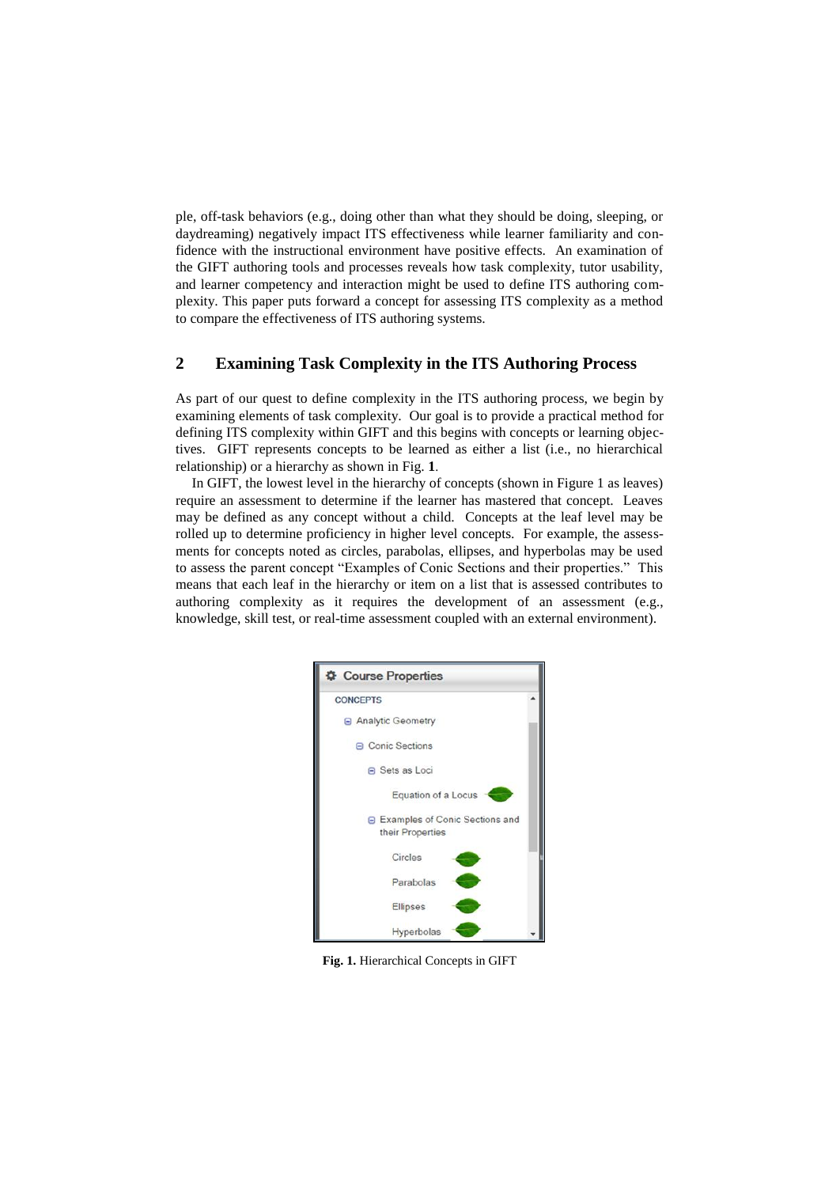ple, off-task behaviors (e.g., doing other than what they should be doing, sleeping, or daydreaming) negatively impact ITS effectiveness while learner familiarity and confidence with the instructional environment have positive effects. An examination of the GIFT authoring tools and processes reveals how task complexity, tutor usability, and learner competency and interaction might be used to define ITS authoring complexity. This paper puts forward a concept for assessing ITS complexity as a method to compare the effectiveness of ITS authoring systems.

## 2 Examining Task Complexity in the ITS Authoring Process

As part of our quest to define complexity in the ITS authoring process, we begin by examining elements of task complexity. Our goal is to provide a practical method for defining ITS complexity within GIFT and this begins with concepts or learning objectives. GIFT represents concepts to be learned as either a list (i.e., no hierarchical relationship) or a hierarchy as shown in Fig. **1**.

In GIFT, the lowest level in the hierarchy of concepts (shown in Figure 1 as leaves) require an assessment to determine if the learner has mastered that concept. Leaves may be defined as any concept without a child. Concepts at the leaf level may be rolled up to determine proficiency in higher level concepts. For example, the assessments for concepts noted as circles, parabolas, ellipses, and hyperbolas may be used to assess the parent concept "Examples of Conic Sections and their properties." This means that each leaf in the hierarchy or item on a list that is assessed contributes to authoring complexity as it requires the development of an assessment (e.g., knowledge, skill test, or real-time assessment coupled with an external environment).

**Fig. 1.** Hierarchical Concepts in GIFT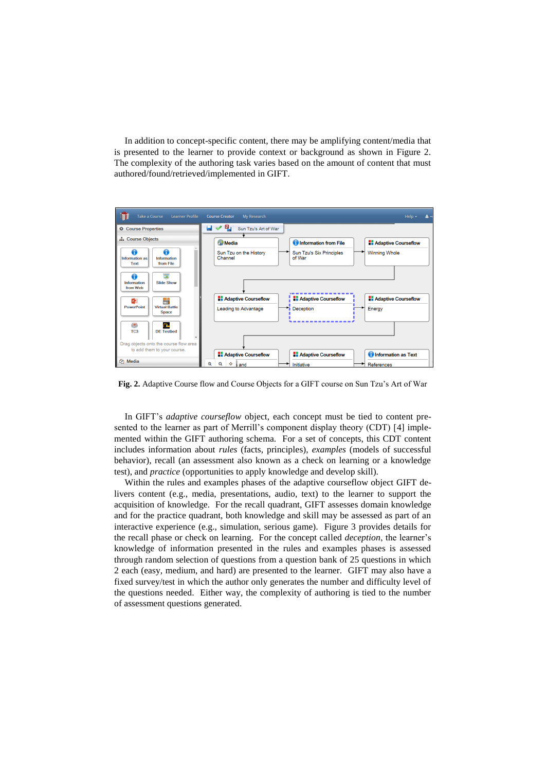In addition to concept-specific content, there may be amplifying content/media that is presented to the learner to provide context or background as shown in Figure 2. The complexity of the authoring task varies based on the amount of content that must authored/found/retrieved/implemented in GIFT.

**Fig. 2.** Adaptive Course flow and Course Objects for a GIFT course on Sun Tzu's Art of War

In GIFT's *adaptive courseflow* object, each concept must be tied to content presented to the learner as part of Merrill's component display theory (CDT) [4] implemented within the GIFT authoring schema. For a set of concepts, this CDT content includes information about *rules* (facts, principles), *examples* (models of successful behavior), recall (an assessment also known as a check on learning or a knowledge test), and *practice* (opportunities to apply knowledge and develop skill).

Within the rules and examples phases of the adaptive courseflow object GIFT delivers content (e.g., media, presentations, audio, text) to the learner to support the acquisition of knowledge. For the recall quadrant, GIFT assesses domain knowledge and for the practice quadrant, both knowledge and skill may be assessed as part of an interactive experience (e.g., simulation, serious game). Figure 3 provides details for the recall phase or check on learning. For the concept called *deception*, the learner's knowledge of information presented in the rules and examples phases is assessed through random selection of questions from a question bank of 25 questions in which 2 each (easy, medium, and hard) are presented to the learner. GIFT may also have a fixed survey/test in which the author only generates the number and difficulty level of the questions needed. Either way, the complexity of authoring is tied to the number of assessment questions generated.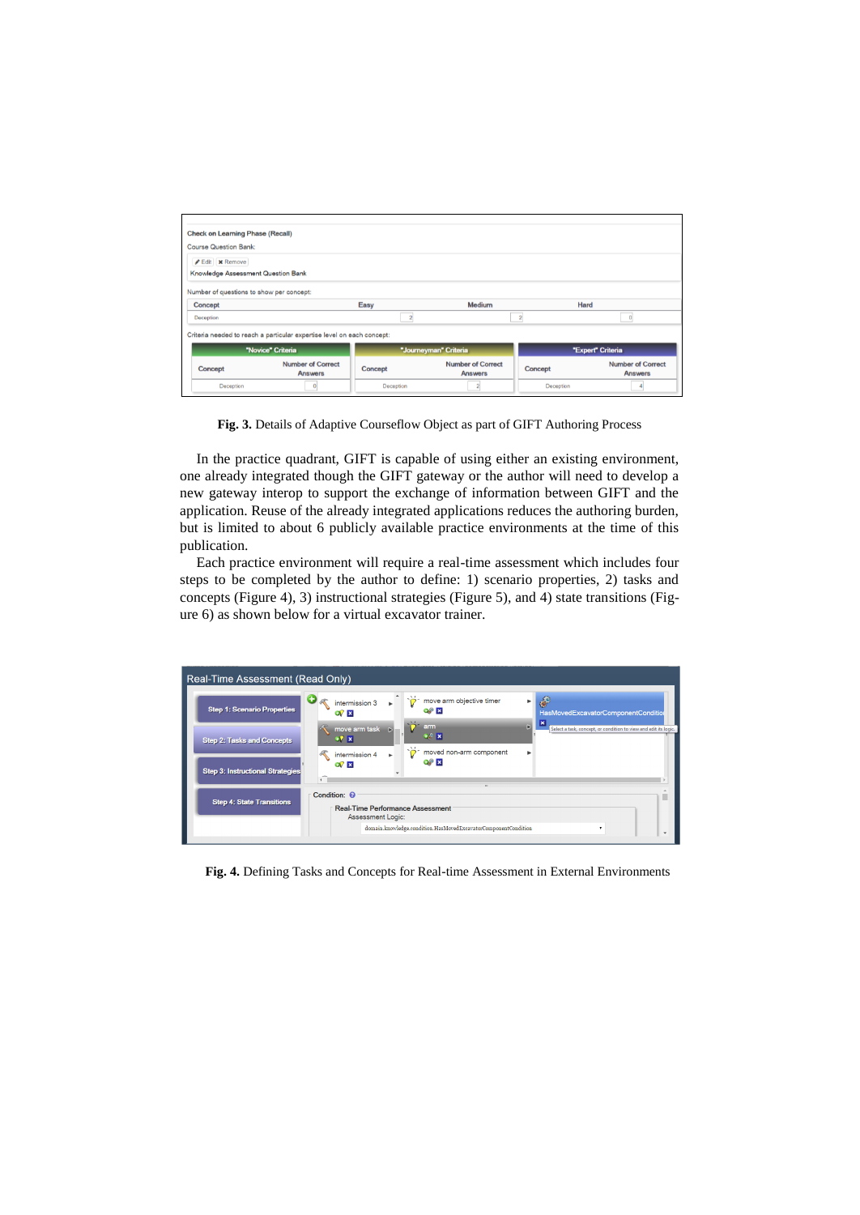**Fig. 3.** Details of Adaptive Courseflow Object as part of GIFT Authoring Process

In the practice quadrant, GIFT is capable of using either an existing environment, one already integrated though the GIFT gateway or the author will need to develop a new gateway interop to support the exchange of information between GIFT and the application. Reuse of the already integrated applications reduces the authoring burden, but is limited to about 6 publicly available practice environments at the time of this publication.

Each practice environment will require a real-time assessment which includes four steps to be completed by the author to define: 1) scenario properties, 2) tasks and concepts (Figure 4), 3) instructional strategies (Figure 5), and 4) state transitions (Figure 6) as shown below for a virtual excavator trainer.

**Fig. 4.** Defining Tasks and Concepts for Real-time Assessment in External Environments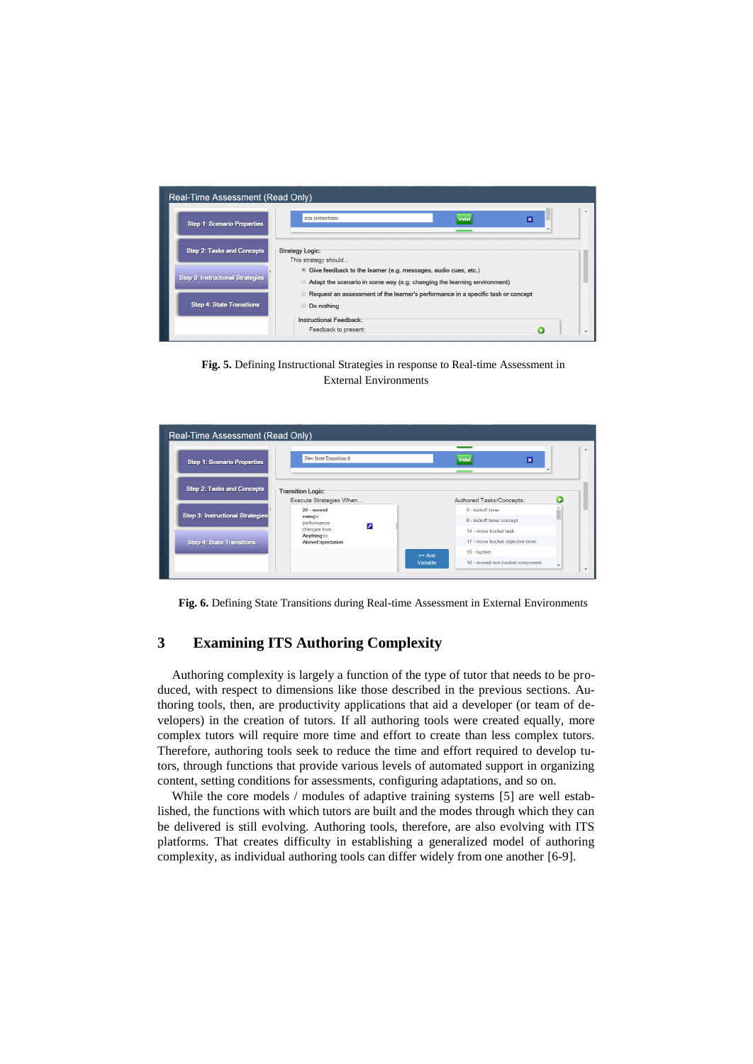**Fig. 5.** Defining Instructional Strategies in response to Real-time Assessment in External Environments

**Fig. 6.** Defining State Transitions during Real-time Assessment in External Environments

## 3 Examining ITS Authoring Complexity

Authoring complexity is largely a function of the type of tutor that needs to be produced, with respect to dimensions like those described in the previous sections. Authoring tools, then, are productivity applications that aid a developer (or team of developers) in the creation of tutors. If all authoring tools were created equally, more complex tutors will require more time and effort to create than less complex tutors. Therefore, authoring tools seek to reduce the time and effort required to develop tutors, through functions that provide various levels of automated support in organizing content, setting conditions for assessments, configuring adaptations, and so on.

While the core models / modules of adaptive training systems [5] are well established, the functions with which tutors are built and the modes through which they can be delivered is still evolving. Authoring tools, therefore, are also evolving with ITS platforms. That creates difficulty in establishing a generalized model of authoring complexity, as individual authoring tools can differ widely from one another [6-9].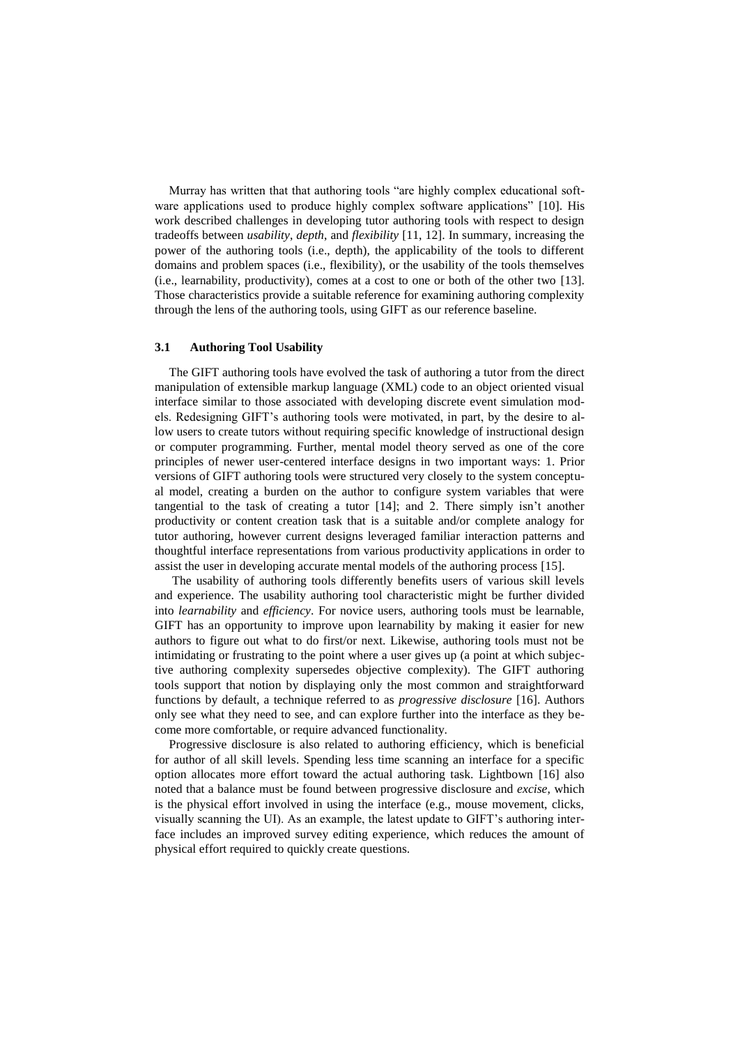Murray has written that that authoring tools "are highly complex educational software applications used to produce highly complex software applications" [10]. His work described challenges in developing tutor authoring tools with respect to design tradeoffs between *usability*, *depth*, and *flexibility* [11, 12]. In summary, increasing the power of the authoring tools (i.e., depth), the applicability of the tools to different domains and problem spaces (i.e., flexibility), or the usability of the tools themselves (i.e., learnability, productivity), comes at a cost to one or both of the other two [13]. Those characteristics provide a suitable reference for examining authoring complexity through the lens of the authoring tools, using GIFT as our reference baseline.

### 3.1 Authoring Tool Usability

The GIFT authoring tools have evolved the task of authoring a tutor from the direct manipulation of extensible markup language (XML) code to an object oriented visual interface similar to those associated with developing discrete event simulation models. Redesigning GIFT's authoring tools were motivated, in part, by the desire to allow users to create tutors without requiring specific knowledge of instructional design or computer programming. Further, mental model theory served as one of the core principles of newer user-centered interface designs in two important ways: 1. Prior versions of GIFT authoring tools were structured very closely to the system conceptual model, creating a burden on the author to configure system variables that were tangential to the task of creating a tutor [14]; and 2. There simply isn't another productivity or content creation task that is a suitable and/or complete analogy for tutor authoring, however current designs leveraged familiar interaction patterns and thoughtful interface representations from various productivity applications in order to assist the user in developing accurate mental models of the authoring process [15].

The usability of authoring tools differently benefits users of various skill levels and experience. The usability authoring tool characteristic might be further divided into *learnability* and *efficiency*. For novice users, authoring tools must be learnable, GIFT has an opportunity to improve upon learnability by making it easier for new authors to figure out what to do first/or next. Likewise, authoring tools must not be intimidating or frustrating to the point where a user gives up (a point at which subjective authoring complexity supersedes objective complexity). The GIFT authoring tools support that notion by displaying only the most common and straightforward functions by default, a technique referred to as *progressive disclosure* [16]. Authors only see what they need to see, and can explore further into the interface as they become more comfortable, or require advanced functionality.

Progressive disclosure is also related to authoring efficiency, which is beneficial for author of all skill levels. Spending less time scanning an interface for a specific option allocates more effort toward the actual authoring task. Lightbown [16] also noted that a balance must be found between progressive disclosure and *excise*, which is the physical effort involved in using the interface (e.g., mouse movement, clicks, visually scanning the UI). As an example, the latest update to GIFT's authoring interface includes an improved survey editing experience, which reduces the amount of physical effort required to quickly create questions.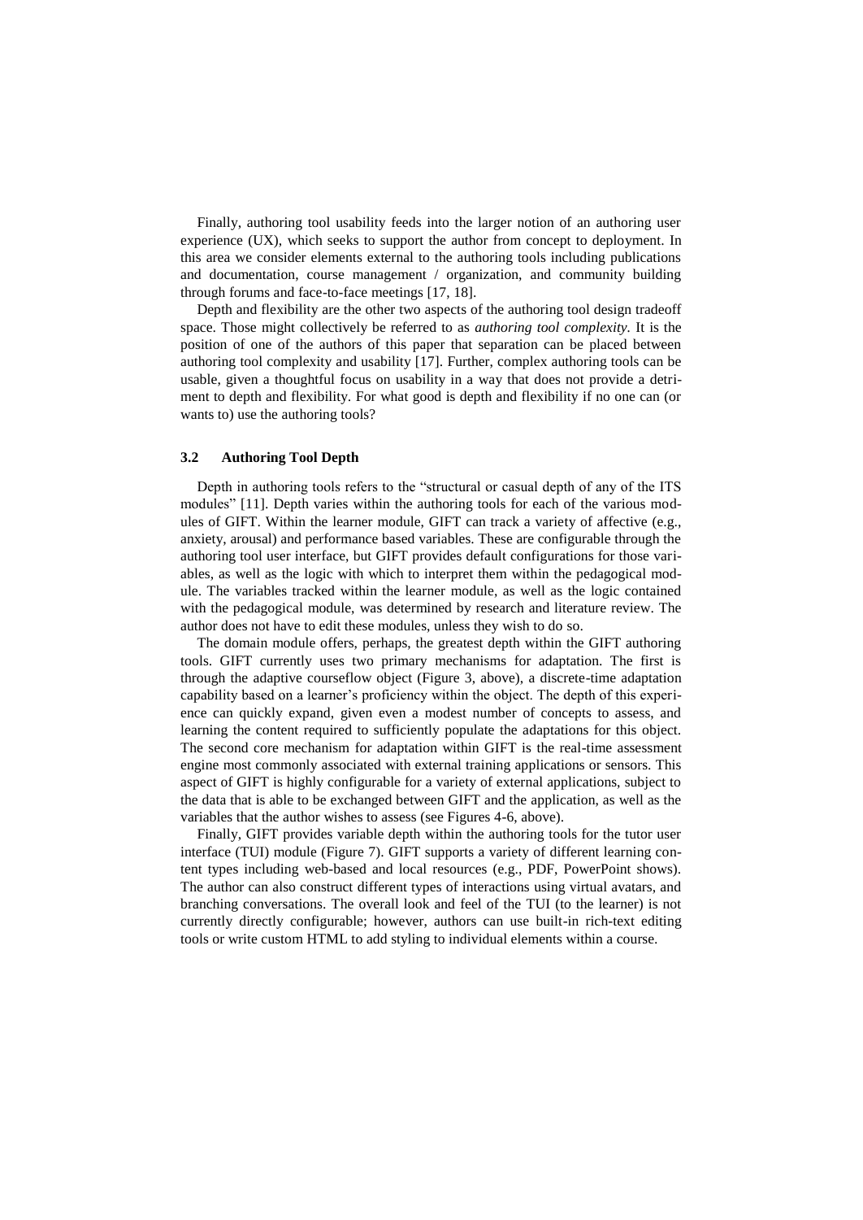Finally, authoring tool usability feeds into the larger notion of an authoring user experience (UX), which seeks to support the author from concept to deployment. In this area we consider elements external to the authoring tools including publications and documentation, course management / organization, and community building through forums and face-to-face meetings [17, 18].

Depth and flexibility are the other two aspects of the authoring tool design tradeoff space. Those might collectively be referred to as *authoring tool complexity*. It is the position of one of the authors of this paper that separation can be placed between authoring tool complexity and usability [17]. Further, complex authoring tools can be usable, given a thoughtful focus on usability in a way that does not provide a detriment to depth and flexibility. For what good is depth and flexibility if no one can (or wants to) use the authoring tools?

### 3.2 Authoring Tool Depth

Depth in authoring tools refers to the "structural or casual depth of any of the ITS modules" [11]. Depth varies within the authoring tools for each of the various modules of GIFT. Within the learner module, GIFT can track a variety of affective (e.g., anxiety, arousal) and performance based variables. These are configurable through the authoring tool user interface, but GIFT provides default configurations for those variables, as well as the logic with which to interpret them within the pedagogical module. The variables tracked within the learner module, as well as the logic contained with the pedagogical module, was determined by research and literature review. The author does not have to edit these modules, unless they wish to do so.

The domain module offers, perhaps, the greatest depth within the GIFT authoring tools. GIFT currently uses two primary mechanisms for adaptation. The first is through the adaptive courseflow object (Figure 3, above), a discrete-time adaptation capability based on a learner's proficiency within the object. The depth of this experience can quickly expand, given even a modest number of concepts to assess, and learning the content required to sufficiently populate the adaptations for this object. The second core mechanism for adaptation within GIFT is the real-time assessment engine most commonly associated with external training applications or sensors. This aspect of GIFT is highly configurable for a variety of external applications, subject to the data that is able to be exchanged between GIFT and the application, as well as the variables that the author wishes to assess (see Figures 4-6, above).

Finally, GIFT provides variable depth within the authoring tools for the tutor user interface (TUI) module (Figure 7). GIFT supports a variety of different learning content types including web-based and local resources (e.g., PDF, PowerPoint shows). The author can also construct different types of interactions using virtual avatars, and branching conversations. The overall look and feel of the TUI (to the learner) is not currently directly configurable; however, authors can use built-in rich-text editing tools or write custom HTML to add styling to individual elements within a course.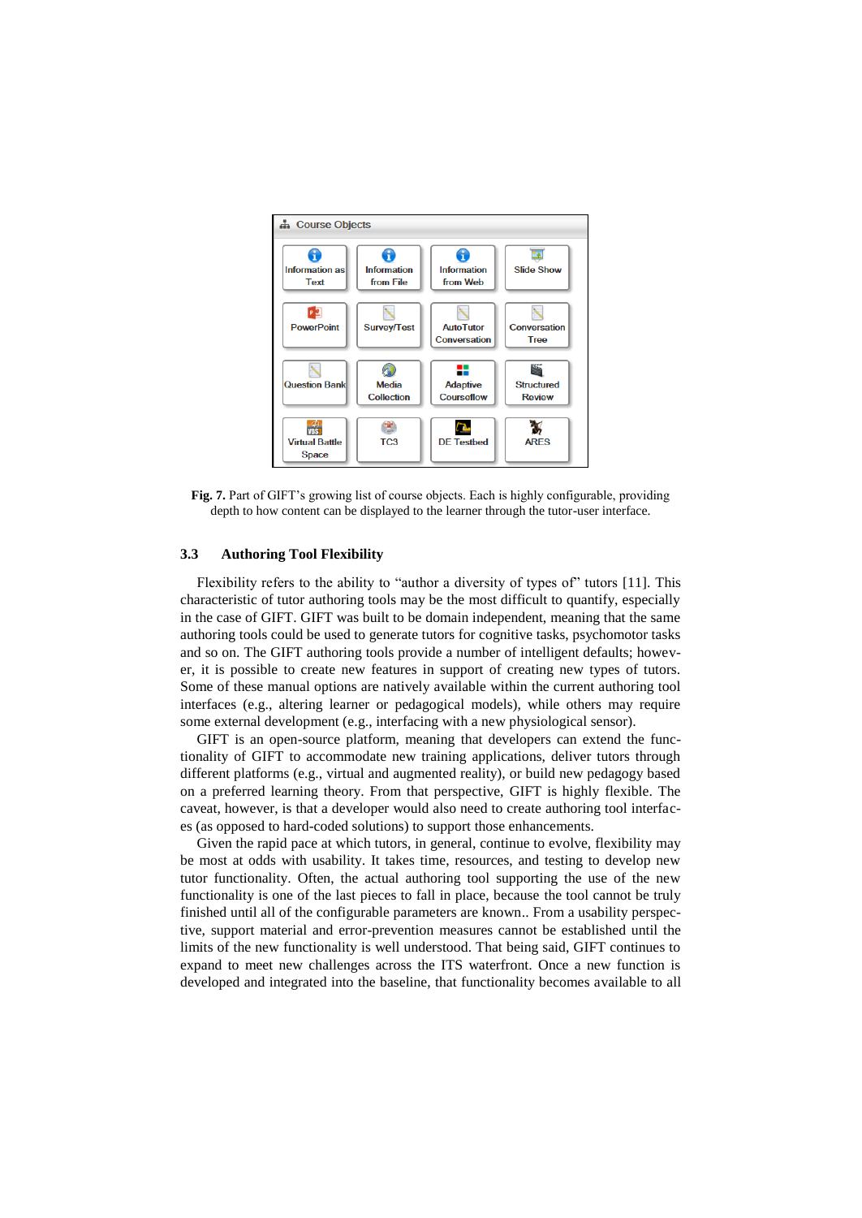Course Objects

Information as Text
Information from File
Information from Web
Slide Show
PowerPoint
Survey/Test
AutoTutor Conversation
Conversation Tree
Question Bank
Media Collection
Adaptive Courseflow
Structured Review
Virtual Battle Space
TC3
DE Testbed
ARES

**Fig. 7.** Part of GIFT's growing list of course objects. Each is highly configurable, providing depth to how content can be displayed to the learner through the tutor-user interface.

### 3.3 Authoring Tool Flexibility

Flexibility refers to the ability to "author a diversity of types of" tutors [11]. This characteristic of tutor authoring tools may be the most difficult to quantify, especially in the case of GIFT. GIFT was built to be domain independent, meaning that the same authoring tools could be used to generate tutors for cognitive tasks, psychomotor tasks and so on. The GIFT authoring tools provide a number of intelligent defaults; however, it is possible to create new features in support of creating new types of tutors. Some of these manual options are natively available within the current authoring tool interfaces (e.g., altering learner or pedagogical models), while others may require some external development (e.g., interfacing with a new physiological sensor).

GIFT is an open-source platform, meaning that developers can extend the functionality of GIFT to accommodate new training applications, deliver tutors through different platforms (e.g., virtual and augmented reality), or build new pedagogy based on a preferred learning theory. From that perspective, GIFT is highly flexible. The caveat, however, is that a developer would also need to create authoring tool interfaces (as opposed to hard-coded solutions) to support those enhancements.

Given the rapid pace at which tutors, in general, continue to evolve, flexibility may be most at odds with usability. It takes time, resources, and testing to develop new tutor functionality. Often, the actual authoring tool supporting the use of the new functionality is one of the last pieces to fall in place, because the tool cannot be truly finished until all of the configurable parameters are known.. From a usability perspective, support material and error-prevention measures cannot be established until the limits of the new functionality is well understood. That being said, GIFT continues to expand to meet new challenges across the ITS waterfront. Once a new function is developed and integrated into the baseline, that functionality becomes available to all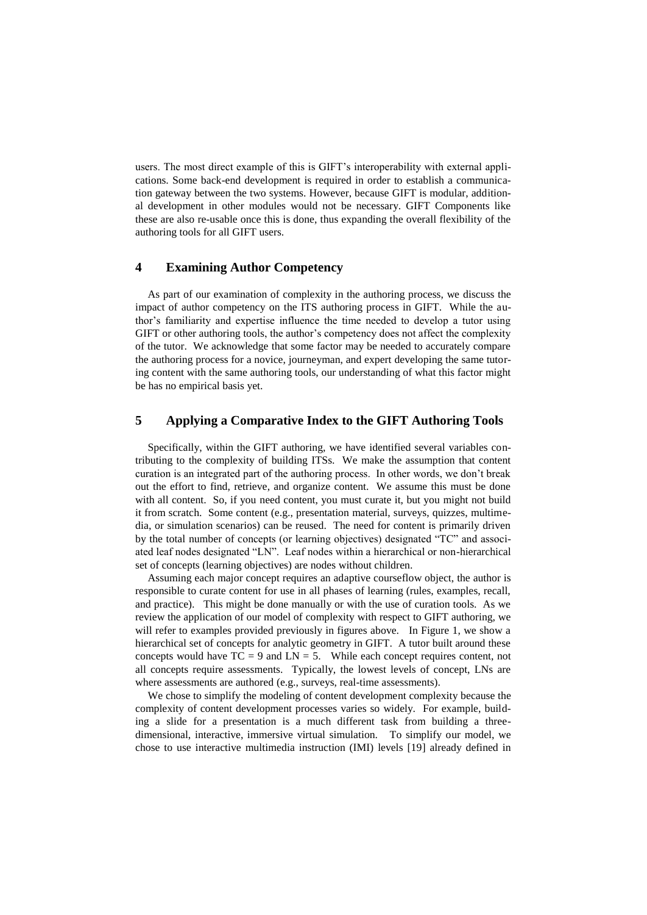users. The most direct example of this is GIFT's interoperability with external applications. Some back-end development is required in order to establish a communication gateway between the two systems. However, because GIFT is modular, additional development in other modules would not be necessary. GIFT Components like these are also re-usable once this is done, thus expanding the overall flexibility of the authoring tools for all GIFT users.

## 4 Examining Author Competency

As part of our examination of complexity in the authoring process, we discuss the impact of author competency on the ITS authoring process in GIFT. While the author's familiarity and expertise influence the time needed to develop a tutor using GIFT or other authoring tools, the author's competency does not affect the complexity of the tutor. We acknowledge that some factor may be needed to accurately compare the authoring process for a novice, journeyman, and expert developing the same tutoring content with the same authoring tools, our understanding of what this factor might be has no empirical basis yet.

## 5 Applying a Comparative Index to the GIFT Authoring Tools

Specifically, within the GIFT authoring, we have identified several variables contributing to the complexity of building ITSs. We make the assumption that content curation is an integrated part of the authoring process. In other words, we don't break out the effort to find, retrieve, and organize content. We assume this must be done with all content. So, if you need content, you must curate it, but you might not build it from scratch. Some content (e.g., presentation material, surveys, quizzes, multimedia, or simulation scenarios) can be reused. The need for content is primarily driven by the total number of concepts (or learning objectives) designated "TC" and associated leaf nodes designated "LN". Leaf nodes within a hierarchical or non-hierarchical set of concepts (learning objectives) are nodes without children.

Assuming each major concept requires an adaptive courseflow object, the author is responsible to curate content for use in all phases of learning (rules, examples, recall, and practice). This might be done manually or with the use of curation tools. As we review the application of our model of complexity with respect to GIFT authoring, we will refer to examples provided previously in figures above. In Figure 1, we show a hierarchical set of concepts for analytic geometry in GIFT. A tutor built around these concepts would have $TC = 9$ and $LN = 5$. While each concept requires content, not all concepts require assessments. Typically, the lowest levels of concept, LNs are where assessments are authored (e.g., surveys, real-time assessments).

We chose to simplify the modeling of content development complexity because the complexity of content development processes varies so widely. For example, building a slide for a presentation is a much different task from building a three-dimensional, interactive, immersive virtual simulation. To simplify our model, we chose to use interactive multimedia instruction (IMI) levels [19] already defined in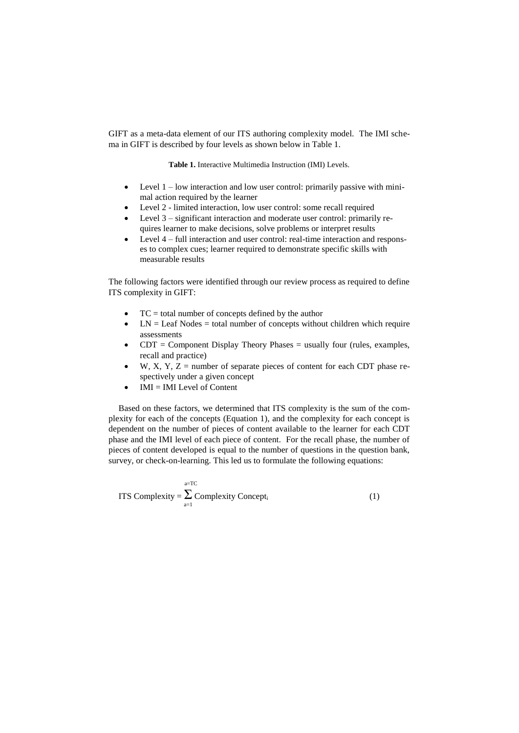GIFT as a meta-data element of our ITS authoring complexity model. The IMI schema in GIFT is described by four levels as shown below in Table 1.

**Table 1.** Interactive Multimedia Instruction (IMI) Levels.

- Level 1 – low interaction and low user control: primarily passive with minimal action required by the learner
- Level 2 - limited interaction, low user control: some recall required
- Level 3 – significant interaction and moderate user control: primarily requires learner to make decisions, solve problems or interpret results
- Level 4 – full interaction and user control: real-time interaction and responses to complex cues; learner required to demonstrate specific skills with measurable results

The following factors were identified through our review process as required to define ITS complexity in GIFT:

- TC = total number of concepts defined by the author
- LN = Leaf Nodes = total number of concepts without children which require assessments
- CDT = Component Display Theory Phases = usually four (rules, examples, recall and practice)
- W, X, Y, Z = number of separate pieces of content for each CDT phase respectively under a given concept
- IMI = IMI Level of Content

Based on these factors, we determined that ITS complexity is the sum of the complexity for each of the concepts (Equation 1), and the complexity for each concept is dependent on the number of pieces of content available to the learner for each CDT phase and the IMI level of each piece of content. For the recall phase, the number of pieces of content developed is equal to the number of questions in the question bank, survey, or check-on-learning. This led us to formulate the following equations:

$$\text{ITS Complexity} = \sum_{a=1}^{a=TC} \text{Complexity Concept}_i \tag{1}$$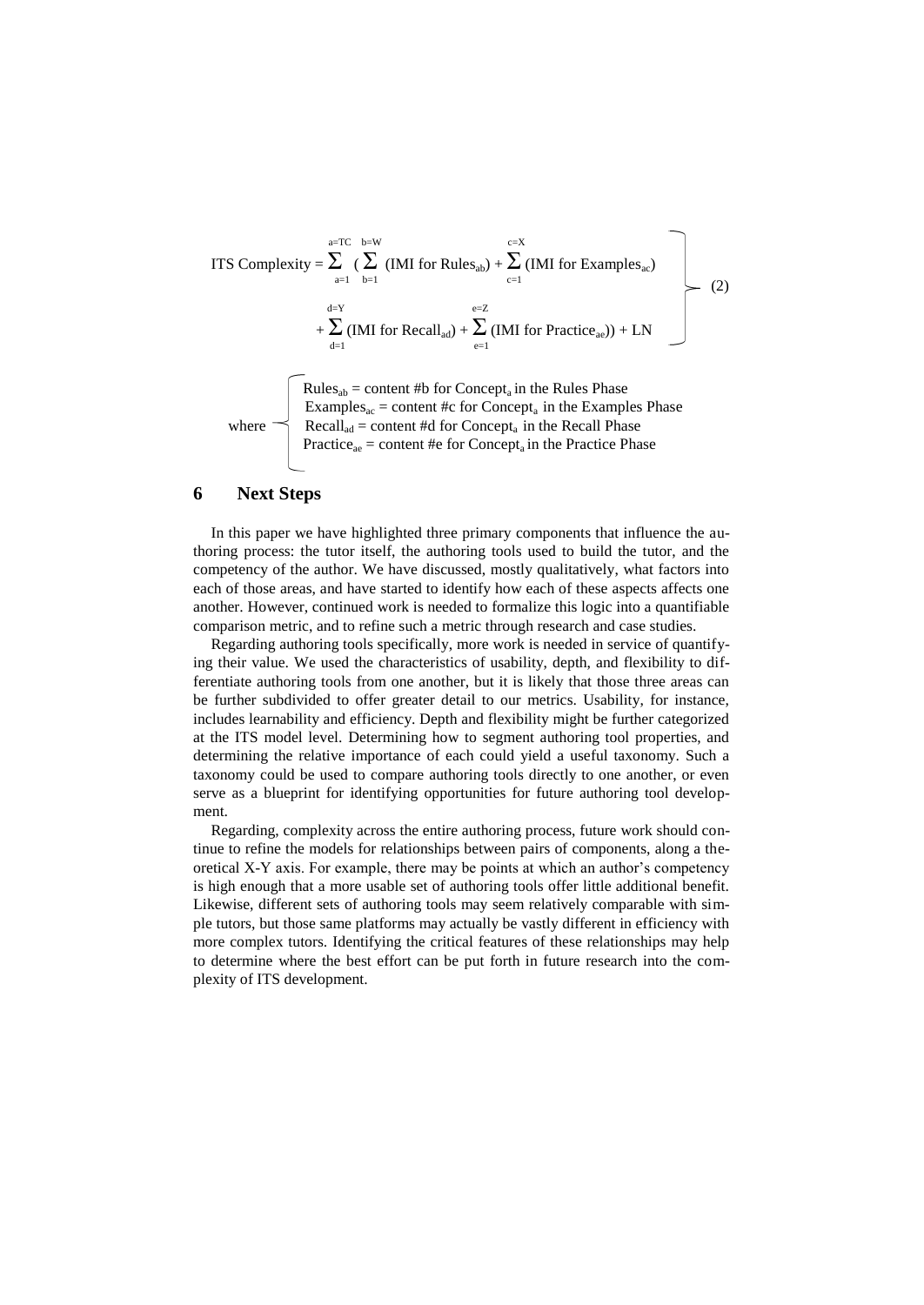$$
\text{ITS Complexity} = \sum_{a=1}^{a=TC} \left( \sum_{b=1}^{b=W} (\text{IMI for Rules}_{ab}) + \sum_{c=1}^{c=X} (\text{IMI for Examples}_{ac}) + \sum_{d=1}^{d=Y} (\text{IMI for Recall}_{ad}) + \sum_{e=1}^{e=Z} (\text{IMI for Practice}_{ae}) \right) + \text{LN} \quad (2)
$$

where

- $\text{Rules}_{ab}$ = content #b for $\text{Concept}_a$ in the Rules Phase
- $\text{Examples}_{ac}$ = content #c for $\text{Concept}_a$ in the Examples Phase
- $\text{Recall}_{ad}$ = content #d for $\text{Concept}_a$ in the Recall Phase
- $\text{Practice}_{ae}$ = content #e for $\text{Concept}_a$ in the Practice Phase

## 6 Next Steps

In this paper we have highlighted three primary components that influence the authoring process: the tutor itself, the authoring tools used to build the tutor, and the competency of the author. We have discussed, mostly qualitatively, what factors into each of those areas, and have started to identify how each of these aspects affects one another. However, continued work is needed to formalize this logic into a quantifiable comparison metric, and to refine such a metric through research and case studies.

Regarding authoring tools specifically, more work is needed in service of quantifying their value. We used the characteristics of usability, depth, and flexibility to differentiate authoring tools from one another, but it is likely that those three areas can be further subdivided to offer greater detail to our metrics. Usability, for instance, includes learnability and efficiency. Depth and flexibility might be further categorized at the ITS model level. Determining how to segment authoring tool properties, and determining the relative importance of each could yield a useful taxonomy. Such a taxonomy could be used to compare authoring tools directly to one another, or even serve as a blueprint for identifying opportunities for future authoring tool development.

Regarding, complexity across the entire authoring process, future work should continue to refine the models for relationships between pairs of components, along a theoretical X-Y axis. For example, there may be points at which an author's competency is high enough that a more usable set of authoring tools offer little additional benefit. Likewise, different sets of authoring tools may seem relatively comparable with simple tutors, but those same platforms may actually be vastly different in efficiency with more complex tutors. Identifying the critical features of these relationships may help to determine where the best effort can be put forth in future research into the complexity of ITS development.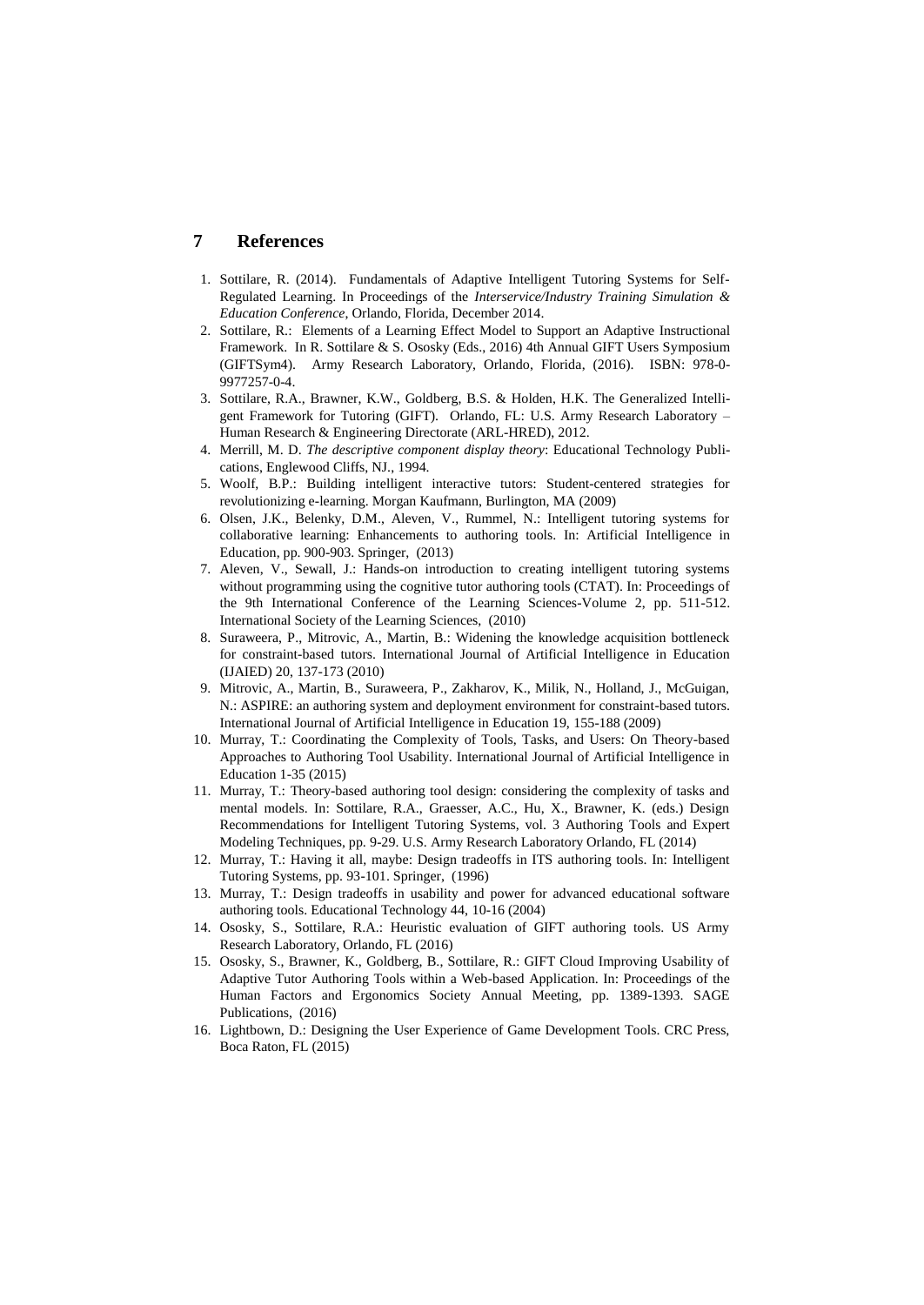## 7 References

1. Sottilare, R. (2014). Fundamentals of Adaptive Intelligent Tutoring Systems for Self-Regulated Learning. In Proceedings of the *Interservice/Industry Training Simulation & Education Conference*, Orlando, Florida, December 2014.
2. Sottilare, R.: Elements of a Learning Effect Model to Support an Adaptive Instructional Framework. In R. Sottilare & S. Ososky (Eds., 2016) 4th Annual GIFT Users Symposium (GIFTSym4). Army Research Laboratory, Orlando, Florida, (2016). ISBN: 978-0-9977257-0-4.
3. Sottilare, R.A., Brawner, K.W., Goldberg, B.S. & Holden, H.K. The Generalized Intelligent Framework for Tutoring (GIFT). Orlando, FL: U.S. Army Research Laboratory – Human Research & Engineering Directorate (ARL-HRED), 2012.
4. Merrill, M. D. *The descriptive component display theory*: Educational Technology Publications, Englewood Cliffs, NJ., 1994.
5. Woolf, B.P.: Building intelligent interactive tutors: Student-centered strategies for revolutionizing e-learning. Morgan Kaufmann, Burlington, MA (2009)
6. Olsen, J.K., Belenky, D.M., Aleven, V., Rummel, N.: Intelligent tutoring systems for collaborative learning: Enhancements to authoring tools. In: Artificial Intelligence in Education, pp. 900-903. Springer, (2013)
7. Aleven, V., Sewall, J.: Hands-on introduction to creating intelligent tutoring systems without programming using the cognitive tutor authoring tools (CTAT). In: Proceedings of the 9th International Conference of the Learning Sciences-Volume 2, pp. 511-512. International Society of the Learning Sciences, (2010)
8. Suraweera, P., Mitrovic, A., Martin, B.: Widening the knowledge acquisition bottleneck for constraint-based tutors. International Journal of Artificial Intelligence in Education (IJAIED) 20, 137-173 (2010)
9. Mitrovic, A., Martin, B., Suraweera, P., Zakharov, K., Milik, N., Holland, J., McGuigan, N.: ASPIRE: an authoring system and deployment environment for constraint-based tutors. International Journal of Artificial Intelligence in Education 19, 155-188 (2009)
10. Murray, T.: Coordinating the Complexity of Tools, Tasks, and Users: On Theory-based Approaches to Authoring Tool Usability. International Journal of Artificial Intelligence in Education 1-35 (2015)
11. Murray, T.: Theory-based authoring tool design: considering the complexity of tasks and mental models. In: Sottilare, R.A., Graesser, A.C., Hu, X., Brawner, K. (eds.) Design Recommendations for Intelligent Tutoring Systems, vol. 3 Authoring Tools and Expert Modeling Techniques, pp. 9-29. U.S. Army Research Laboratory Orlando, FL (2014)
12. Murray, T.: Having it all, maybe: Design tradeoffs in ITS authoring tools. In: Intelligent Tutoring Systems, pp. 93-101. Springer, (1996)
13. Murray, T.: Design tradeoffs in usability and power for advanced educational software authoring tools. Educational Technology 44, 10-16 (2004)
14. Ososky, S., Sottilare, R.A.: Heuristic evaluation of GIFT authoring tools. US Army Research Laboratory, Orlando, FL (2016)
15. Ososky, S., Brawner, K., Goldberg, B., Sottilare, R.: GIFT Cloud Improving Usability of Adaptive Tutor Authoring Tools within a Web-based Application. In: Proceedings of the Human Factors and Ergonomics Society Annual Meeting, pp. 1389-1393. SAGE Publications, (2016)
16. Lightbown, D.: Designing the User Experience of Game Development Tools. CRC Press, Boca Raton, FL (2015)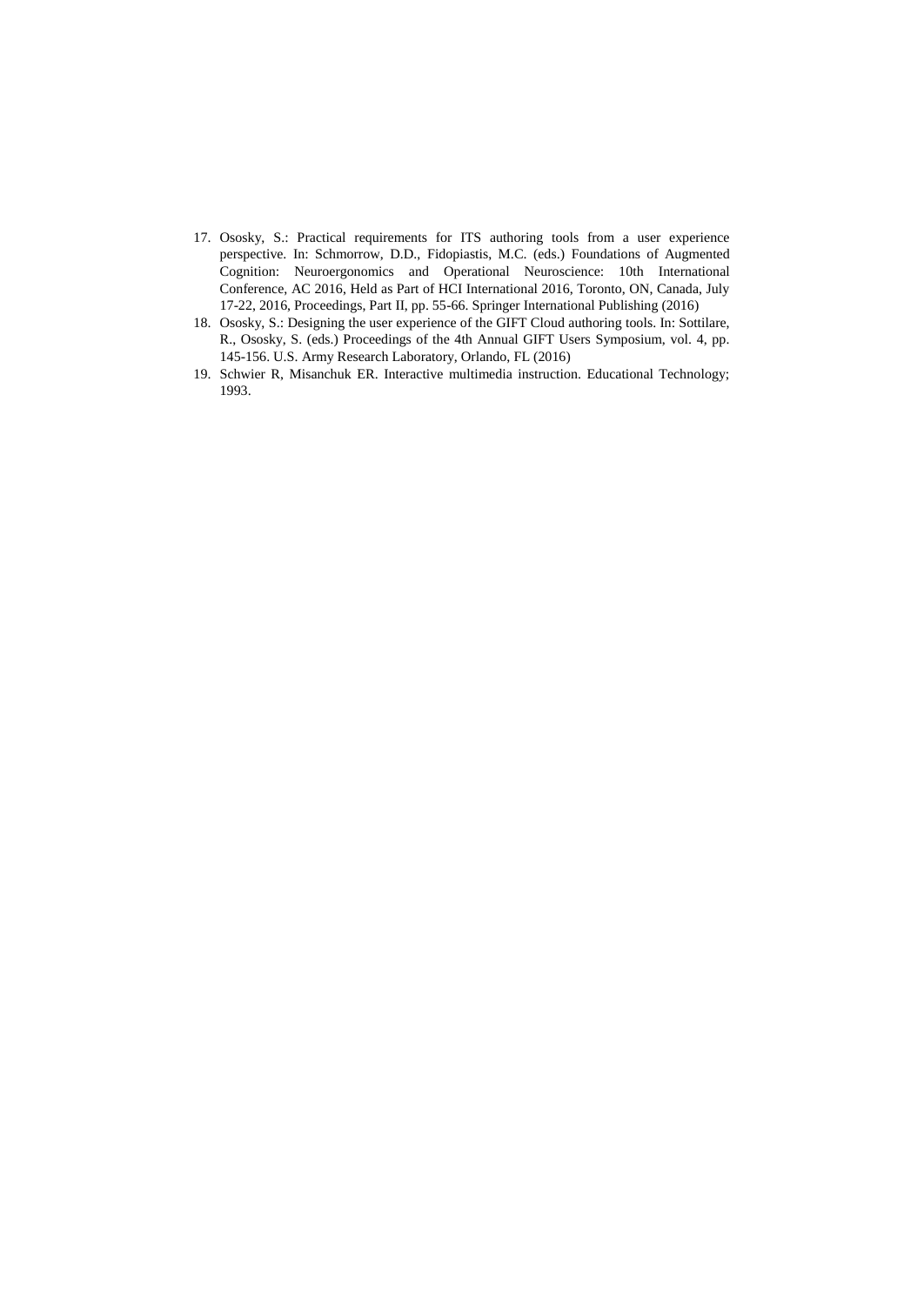17. Ososky, S.: Practical requirements for ITS authoring tools from a user experience perspective. In: Schmorrow, D.D., Fidopiastis, M.C. (eds.) Foundations of Augmented Cognition: Neuroergonomics and Operational Neuroscience: 10th International Conference, AC 2016, Held as Part of HCI International 2016, Toronto, ON, Canada, July 17-22, 2016, Proceedings, Part II, pp. 55-66. Springer International Publishing (2016)
18. Ososky, S.: Designing the user experience of the GIFT Cloud authoring tools. In: Sottilare, R., Ososky, S. (eds.) Proceedings of the 4th Annual GIFT Users Symposium, vol. 4, pp. 145-156. U.S. Army Research Laboratory, Orlando, FL (2016)
19. Schwier R, Misanchuk ER. Interactive multimedia instruction. Educational Technology; 1993.